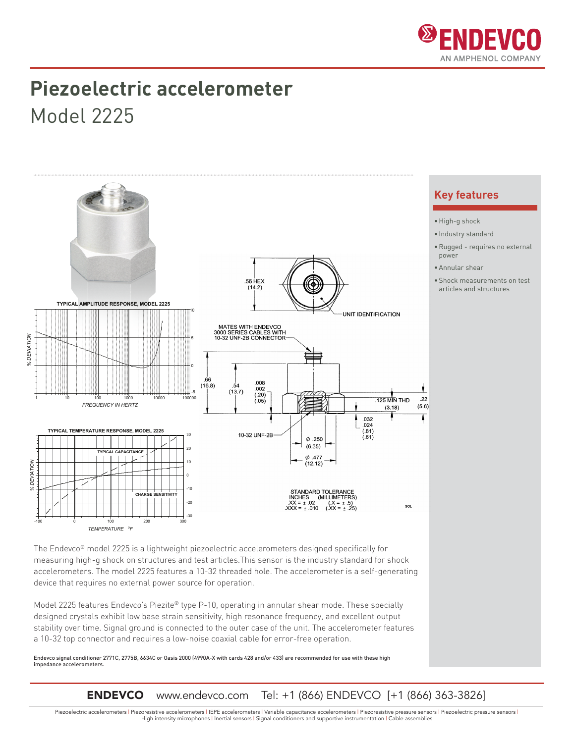# Piezoelectric accelerometer

## Model 2225

TYPICAL AMPLITUDE RESPONSE, MODEL 2225

TYPICAL TEMPERATURE RESPONSE, MODEL 2225

.56 HEX (14.2)

UNIT IDENTIFICATION

MATES WITH ENDEVCO 3000 SERIES CABLES WITH 10-32 UNF-2B CONNECTOR

.66 (16.8) .54 (13.7) .008 .002 (.20) (.05)

.125 MIN THD (3.18) .22 (5.6)

.032 .024 (.81) (.61)

10-32 UNF-2B

Ø .250 (6.35)

Ø .477 (12.12)

STANDARD TOLERANCE
INCHES (MILLIMETERS)
.XX = ± .02 (.X = ± .5)
.XXX = ± .010 (.XX = ± .25)

## Key features

- High-g shock
- Industry standard
- Rugged - requires no external power
- Annular shear
- Shock measurements on test articles and structures

The Endevco® model 2225 is a lightweight piezoelectric accelerometers designed specifically for measuring high-g shock on structures and test articles.This sensor is the industry standard for shock accelerometers. The model 2225 features a 10-32 threaded hole. The accelerometer is a self-generating device that requires no external power source for operation.

Model 2225 features Endevco's Piezite® type P-10, operating in annular shear mode. These specially designed crystals exhibit low base strain sensitivity, high resonance frequency, and excellent output stability over time. Signal ground is connected to the outer case of the unit. The accelerometer features a 10-32 top connector and requires a low-noise coaxial cable for error-free operation.

**Endevco signal conditioner 2771C, 2775B, 6634C or Oasis 2000 (4990A-X with cards 428 and/or 433) are recommended for use with these high impedance accelerometers.**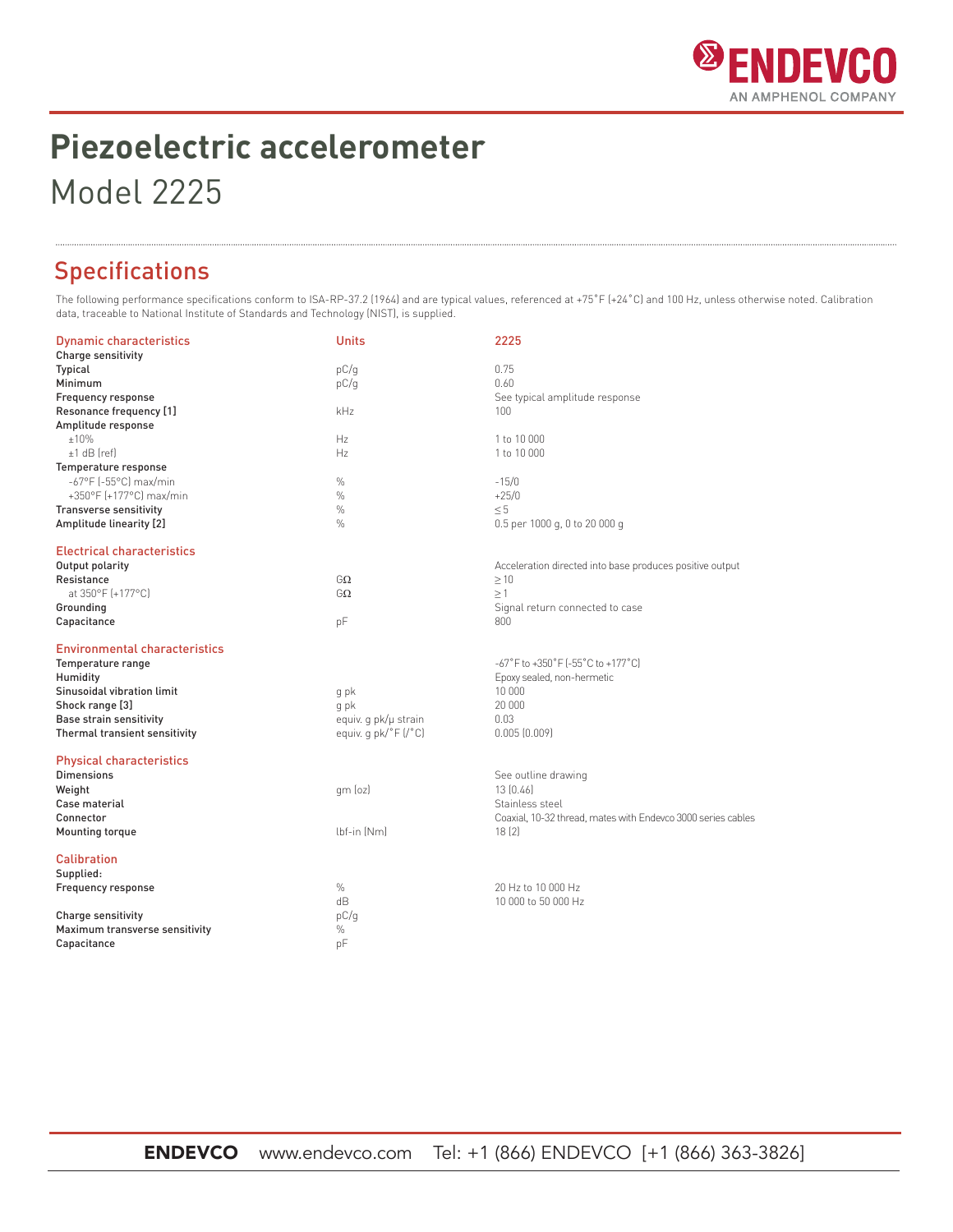# Piezoelectric accelerometer

Model 2225

## Specifications

The following performance specifications conform to ISA-RP-37.2 (1964) and are typical values, referenced at +75˚F (+24˚C) and 100 Hz, unless otherwise noted. Calibration data, traceable to National Institute of Standards and Technology (NIST), is supplied.

| Dynamic characteristics | Units | 2225 |
|---|---|---|
| **Charge sensitivity** | | |
| **Typical** | pC/g | 0.75 |
| **Minimum** | pC/g | 0.60 |
| **Frequency response** | | See typical amplitude response |
| **Resonance frequency [1]** | kHz | 100 |
| **Amplitude response** | | |
| ±10% | Hz | 1 to 10 000 |
| ±1 dB (ref) | Hz | 1 to 10 000 |
| **Temperature response** | | |
| -67°F (-55°C) max/min | % | -15/0 |
| +350°F (+177°C) max/min | % | +25/0 |
| **Transverse sensitivity** | % | ≤ 5 |
| **Amplitude linearity [2]** | % | 0.5 per 1000 g, 0 to 20 000 g |

| Electrical characteristics | | |
|---|---|---|
| **Output polarity** | | Acceleration directed into base produces positive output |
| **Resistance** | GΩ | ≥ 10 |
| at 350°F (+177°C) | GΩ | ≥ 1 |
| **Grounding** | | Signal return connected to case |
| **Capacitance** | pF | 800 |

| Environmental characteristics | | |
|---|---|---|
| **Temperature range** | | -67˚F to +350˚F (-55˚C to +177˚C) |
| **Humidity** | | Epoxy sealed, non-hermetic |
| **Sinusoidal vibration limit** | g pk | 10 000 |
| **Shock range [3]** | g pk | 20 000 |
| **Base strain sensitivity** | equiv. g pk/µ strain | 0.03 |
| **Thermal transient sensitivity** | equiv. g pk/˚F (/˚C) | 0.005 (0.009) |

| Physical characteristics | | |
|---|---|---|
| **Dimensions** | | See outline drawing |
| **Weight** | gm (oz) | 13 (0.46) |
| **Case material** | | Stainless steel |
| **Connector** | | Coaxial, 10-32 thread, mates with Endevco 3000 series cables |
| **Mounting torque** | lbf-in (Nm) | 18 (2) |

| Calibration | | |
|---|---|---|
| **Supplied:** | | |
| **Frequency response** | % | 20 Hz to 10 000 Hz |
| | dB | 10 000 to 50 000 Hz |
| **Charge sensitivity** | pC/g | |
| **Maximum transverse sensitivity** | % | |
| **Capacitance** | pF | |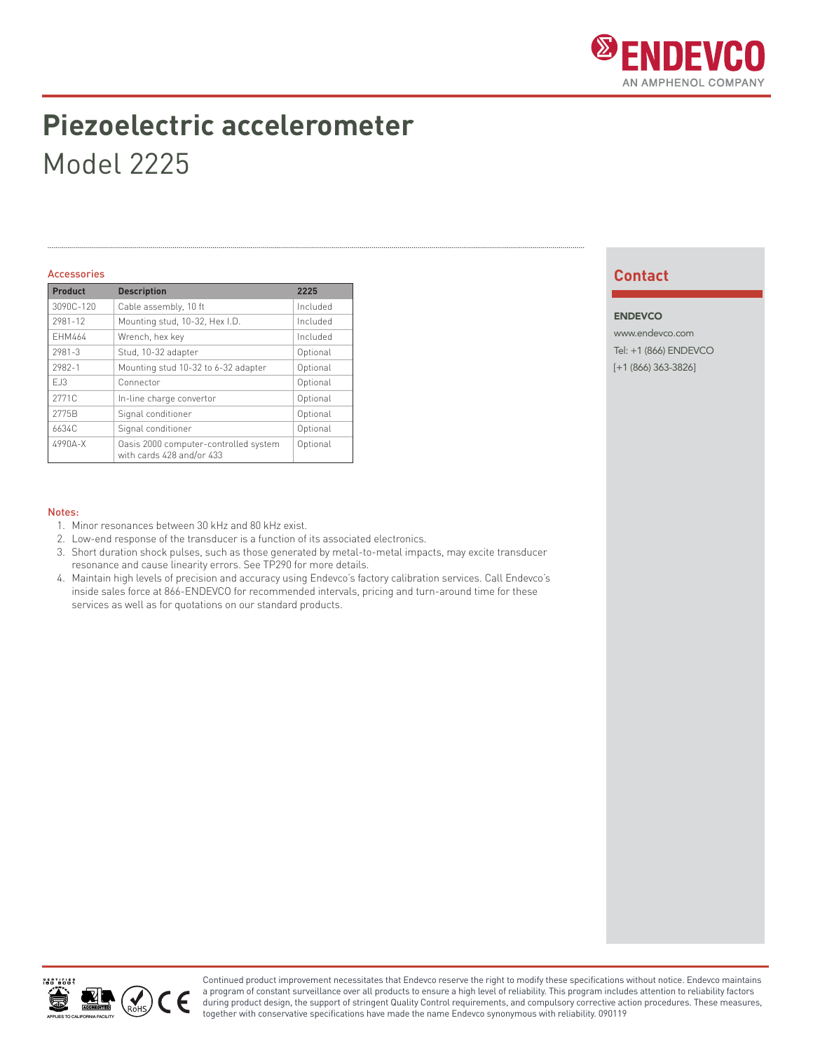# Piezoelectric accelerometer

Model 2225

### Accessories

| Product | Description | 2225 |
| --- | --- | --- |
| 3090C-120 | Cable assembly, 10 ft | Included |
| 2981-12 | Mounting stud, 10-32, Hex I.D. | Included |
| EHM464 | Wrench, hex key | Included |
| 2981-3 | Stud, 10-32 adapter | Optional |
| 2982-1 | Mounting stud 10-32 to 6-32 adapter | Optional |
| EJ3 | Connector | Optional |
| 2771C | In-line charge convertor | Optional |
| 2775B | Signal conditioner | Optional |
| 6634C | Signal conditioner | Optional |
| 4990A-X | Oasis 2000 computer-controlled system with cards 428 and/or 433 | Optional |

### Notes:

1. Minor resonances between 30 kHz and 80 kHz exist.
2. Low-end response of the transducer is a function of its associated electronics.
3. Short duration shock pulses, such as those generated by metal-to-metal impacts, may excite transducer resonance and cause linearity errors. See TP290 for more details.
4. Maintain high levels of precision and accuracy using Endevco's factory calibration services. Call Endevco's inside sales force at 866-ENDEVCO for recommended intervals, pricing and turn-around time for these services as well as for quotations on our standard products.

## Contact

**ENDEVCO**

www.endevco.com

Tel: +1 (866) ENDEVCO

[+1 (866) 363-3826]

Continued product improvement necessitates that Endevco reserve the right to modify these specifications without notice. Endevco maintains a program of constant surveillance over all products to ensure a high level of reliability. This program includes attention to reliability factors during product design, the support of stringent Quality Control requirements, and compulsory corrective action procedures. These measures, together with conservative specifications have made the name Endevco synonymous with reliability. 090119